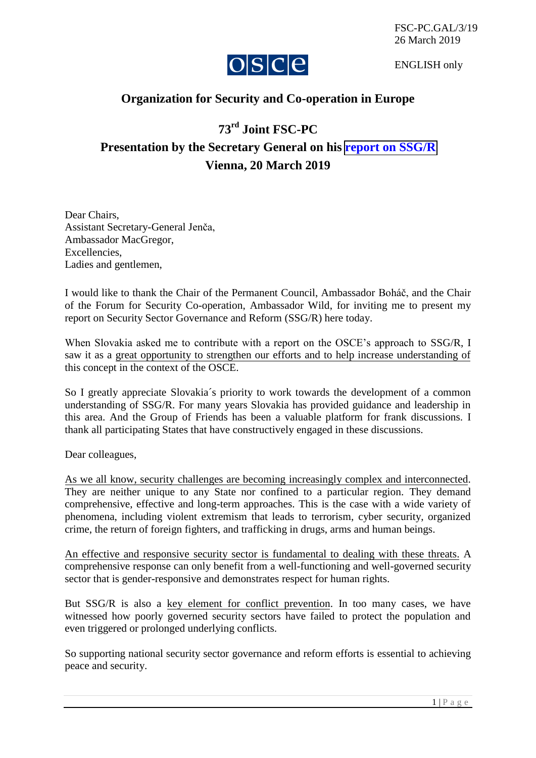FSC-PC.GAL/3/19
26 March 2019

ENGLISH only

# Organization for Security and Co-operation in Europe

## 73rd Joint FSC-PC

## Presentation by the Secretary General on his report on SSG/R

## Vienna, 20 March 2019

Dear Chairs,
Assistant Secretary-General Jenča,
Ambassador MacGregor,
Excellencies,
Ladies and gentlemen,

I would like to thank the Chair of the Permanent Council, Ambassador Boháč, and the Chair of the Forum for Security Co-operation, Ambassador Wild, for inviting me to present my report on Security Sector Governance and Reform (SSG/R) here today.

When Slovakia asked me to contribute with a report on the OSCE's approach to SSG/R, I saw it as a great opportunity to strengthen our efforts and to help increase understanding of this concept in the context of the OSCE.

So I greatly appreciate Slovakia´s priority to work towards the development of a common understanding of SSG/R. For many years Slovakia has provided guidance and leadership in this area. And the Group of Friends has been a valuable platform for frank discussions. I thank all participating States that have constructively engaged in these discussions.

Dear colleagues,

As we all know, security challenges are becoming increasingly complex and interconnected. They are neither unique to any State nor confined to a particular region. They demand comprehensive, effective and long-term approaches. This is the case with a wide variety of phenomena, including violent extremism that leads to terrorism, cyber security, organized crime, the return of foreign fighters, and trafficking in drugs, arms and human beings.

An effective and responsive security sector is fundamental to dealing with these threats. A comprehensive response can only benefit from a well-functioning and well-governed security sector that is gender-responsive and demonstrates respect for human rights.

But SSG/R is also a key element for conflict prevention. In too many cases, we have witnessed how poorly governed security sectors have failed to protect the population and even triggered or prolonged underlying conflicts.

So supporting national security sector governance and reform efforts is essential to achieving peace and security.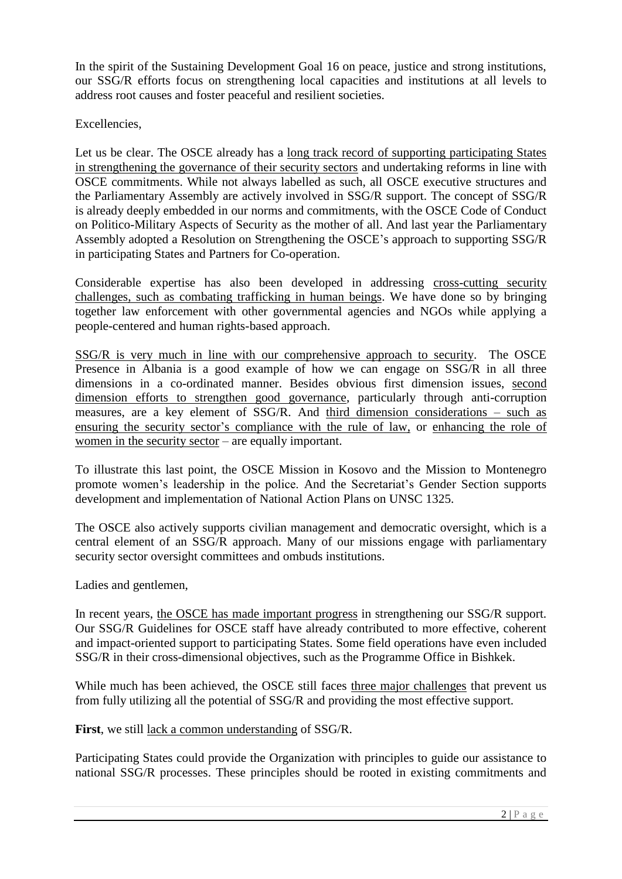In the spirit of the Sustaining Development Goal 16 on peace, justice and strong institutions, our SSG/R efforts focus on strengthening local capacities and institutions at all levels to address root causes and foster peaceful and resilient societies.

Excellencies,

Let us be clear. The OSCE already has a <u>long track record of supporting participating States in strengthening the governance of their security sectors</u> and undertaking reforms in line with OSCE commitments. While not always labelled as such, all OSCE executive structures and the Parliamentary Assembly are actively involved in SSG/R support. The concept of SSG/R is already deeply embedded in our norms and commitments, with the OSCE Code of Conduct on Politico-Military Aspects of Security as the mother of all. And last year the Parliamentary Assembly adopted a Resolution on Strengthening the OSCE's approach to supporting SSG/R in participating States and Partners for Co-operation.

Considerable expertise has also been developed in addressing <u>cross-cutting security challenges, such as combating trafficking in human beings</u>. We have done so by bringing together law enforcement with other governmental agencies and NGOs while applying a people-centered and human rights-based approach.

<u>SSG/R is very much in line with our comprehensive approach to security</u>. The OSCE Presence in Albania is a good example of how we can engage on SSG/R in all three dimensions in a co-ordinated manner. Besides obvious first dimension issues, <u>second dimension efforts to strengthen good governance</u>, particularly through anti-corruption measures, are a key element of SSG/R. And <u>third dimension considerations – such as ensuring the security sector's compliance with the rule of law,</u> or <u>enhancing the role of women in the security sector</u> – are equally important.

To illustrate this last point, the OSCE Mission in Kosovo and the Mission to Montenegro promote women's leadership in the police. And the Secretariat's Gender Section supports development and implementation of National Action Plans on UNSC 1325.

The OSCE also actively supports civilian management and democratic oversight, which is a central element of an SSG/R approach. Many of our missions engage with parliamentary security sector oversight committees and ombuds institutions.

Ladies and gentlemen,

In recent years, <u>the OSCE has made important progress</u> in strengthening our SSG/R support. Our SSG/R Guidelines for OSCE staff have already contributed to more effective, coherent and impact-oriented support to participating States. Some field operations have even included SSG/R in their cross-dimensional objectives, such as the Programme Office in Bishkek.

While much has been achieved, the OSCE still faces <u>three major challenges</u> that prevent us from fully utilizing all the potential of SSG/R and providing the most effective support.

**First**, we still <u>lack a common understanding</u> of SSG/R.

Participating States could provide the Organization with principles to guide our assistance to national SSG/R processes. These principles should be rooted in existing commitments and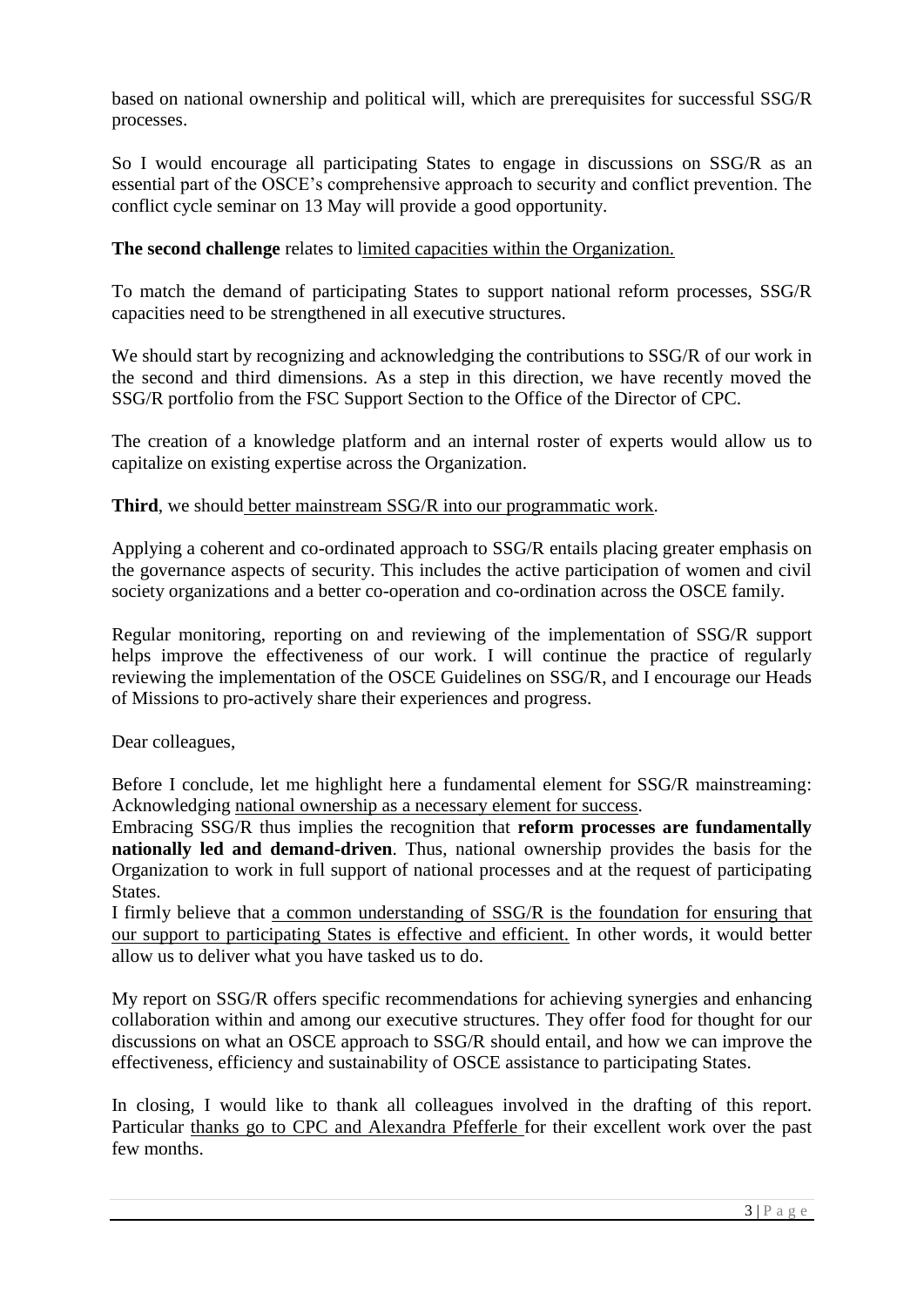based on national ownership and political will, which are prerequisites for successful SSG/R processes.

So I would encourage all participating States to engage in discussions on SSG/R as an essential part of the OSCE's comprehensive approach to security and conflict prevention. The conflict cycle seminar on 13 May will provide a good opportunity.

**The second challenge** relates to limited capacities within the Organization.

To match the demand of participating States to support national reform processes, SSG/R capacities need to be strengthened in all executive structures.

We should start by recognizing and acknowledging the contributions to SSG/R of our work in the second and third dimensions. As a step in this direction, we have recently moved the SSG/R portfolio from the FSC Support Section to the Office of the Director of CPC.

The creation of a knowledge platform and an internal roster of experts would allow us to capitalize on existing expertise across the Organization.

**Third**, we should better mainstream SSG/R into our programmatic work.

Applying a coherent and co-ordinated approach to SSG/R entails placing greater emphasis on the governance aspects of security. This includes the active participation of women and civil society organizations and a better co-operation and co-ordination across the OSCE family.

Regular monitoring, reporting on and reviewing of the implementation of SSG/R support helps improve the effectiveness of our work. I will continue the practice of regularly reviewing the implementation of the OSCE Guidelines on SSG/R, and I encourage our Heads of Missions to pro-actively share their experiences and progress.

Dear colleagues,

Before I conclude, let me highlight here a fundamental element for SSG/R mainstreaming: Acknowledging national ownership as a necessary element for success.
Embracing SSG/R thus implies the recognition that **reform processes are fundamentally nationally led and demand-driven**. Thus, national ownership provides the basis for the Organization to work in full support of national processes and at the request of participating States.
I firmly believe that a common understanding of SSG/R is the foundation for ensuring that our support to participating States is effective and efficient. In other words, it would better allow us to deliver what you have tasked us to do.

My report on SSG/R offers specific recommendations for achieving synergies and enhancing collaboration within and among our executive structures. They offer food for thought for our discussions on what an OSCE approach to SSG/R should entail, and how we can improve the effectiveness, efficiency and sustainability of OSCE assistance to participating States.

In closing, I would like to thank all colleagues involved in the drafting of this report. Particular thanks go to CPC and Alexandra Pfefferle for their excellent work over the past few months.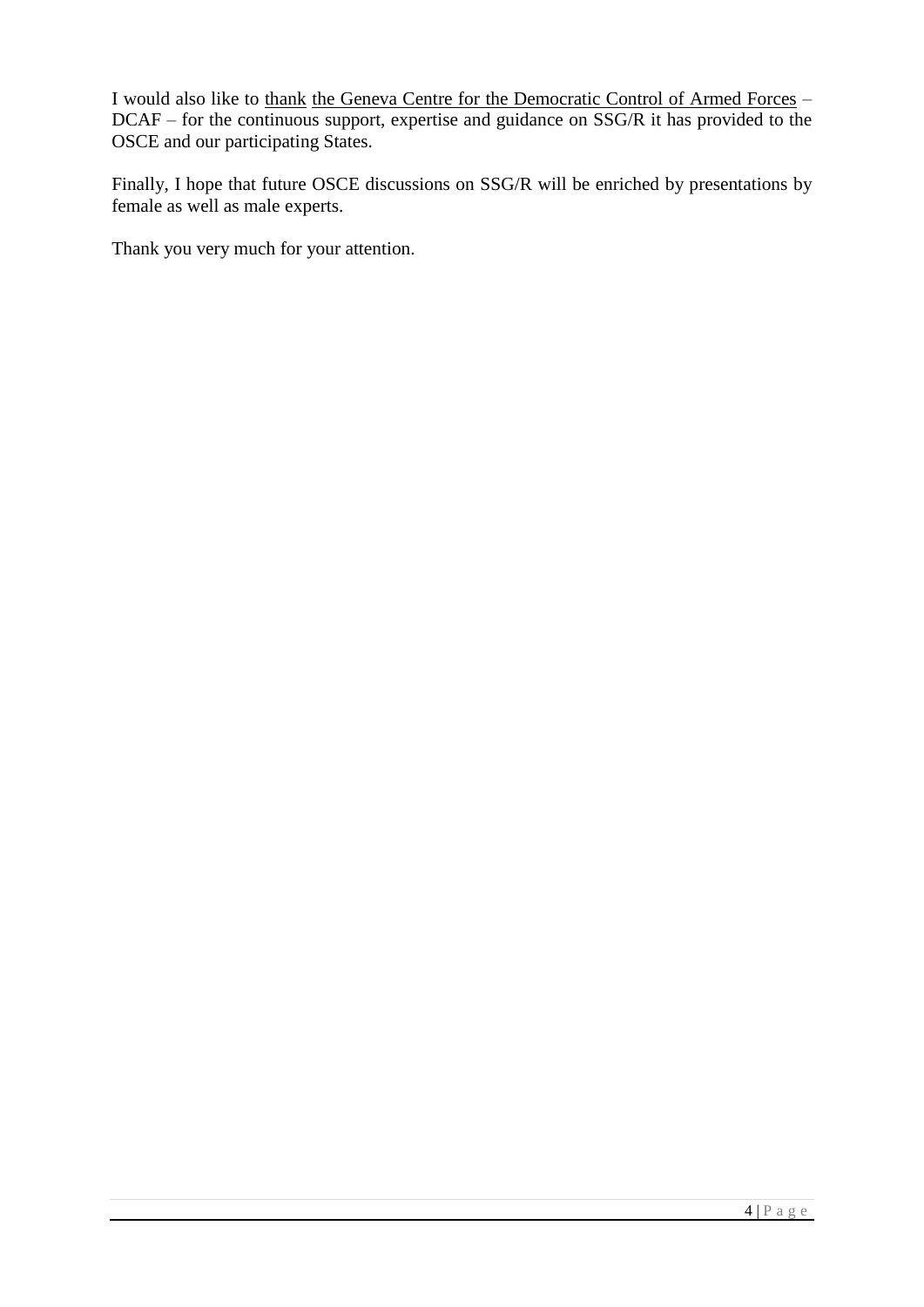I would also like to thank the Geneva Centre for the Democratic Control of Armed Forces – DCAF – for the continuous support, expertise and guidance on SSG/R it has provided to the OSCE and our participating States.

Finally, I hope that future OSCE discussions on SSG/R will be enriched by presentations by female as well as male experts.

Thank you very much for your attention.